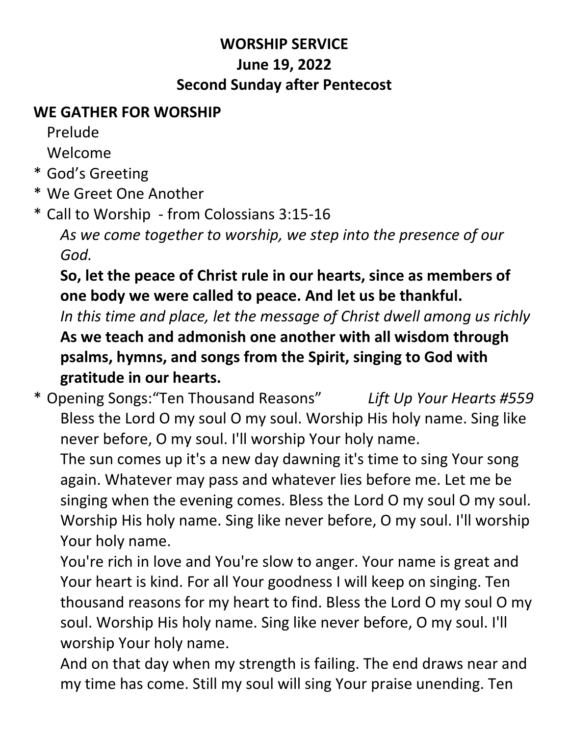# WORSHIP SERVICE
## June 19, 2022
## Second Sunday after Pentecost

**WE GATHER FOR WORSHIP**

Prelude

Welcome

\* God's Greeting

\* We Greet One Another

\* Call to Worship - from Colossians 3:15-16

*As we come together to worship, we step into the presence of our God.*

**So, let the peace of Christ rule in our hearts, since as members of one body we were called to peace. And let us be thankful.**

*In this time and place, let the message of Christ dwell among us richly*

**As we teach and admonish one another with all wisdom through psalms, hymns, and songs from the Spirit, singing to God with gratitude in our hearts.**

\* Opening Songs:"Ten Thousand Reasons" *Lift Up Your Hearts #559*

Bless the Lord O my soul O my soul. Worship His holy name. Sing like never before, O my soul. I'll worship Your holy name.

The sun comes up it's a new day dawning it's time to sing Your song again. Whatever may pass and whatever lies before me. Let me be singing when the evening comes. Bless the Lord O my soul O my soul. Worship His holy name. Sing like never before, O my soul. I'll worship Your holy name.

You're rich in love and You're slow to anger. Your name is great and Your heart is kind. For all Your goodness I will keep on singing. Ten thousand reasons for my heart to find. Bless the Lord O my soul O my soul. Worship His holy name. Sing like never before, O my soul. I'll worship Your holy name.

And on that day when my strength is failing. The end draws near and my time has come. Still my soul will sing Your praise unending. Ten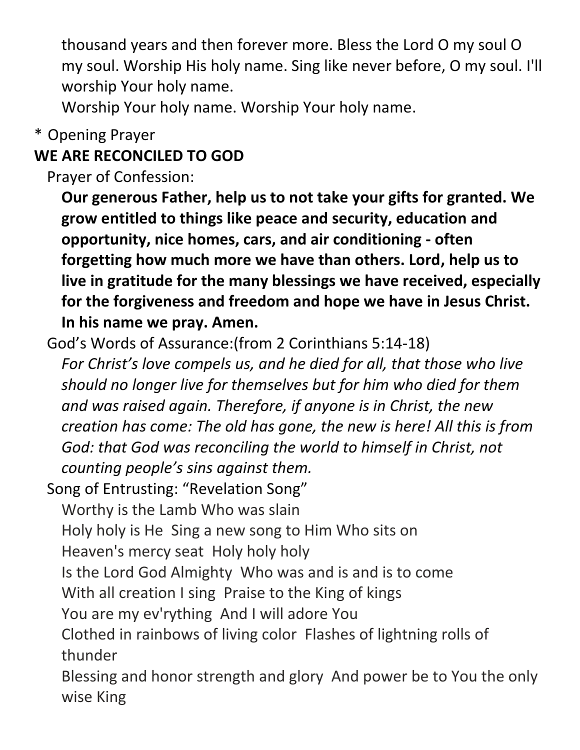thousand years and then forever more. Bless the Lord O my soul O my soul. Worship His holy name. Sing like never before, O my soul. I'll worship Your holy name.
Worship Your holy name. Worship Your holy name.

* Opening Prayer

## WE ARE RECONCILED TO GOD

Prayer of Confession:

**Our generous Father, help us to not take your gifts for granted. We grow entitled to things like peace and security, education and opportunity, nice homes, cars, and air conditioning - often forgetting how much more we have than others. Lord, help us to live in gratitude for the many blessings we have received, especially for the forgiveness and freedom and hope we have in Jesus Christ. In his name we pray. Amen.**

God's Words of Assurance:(from 2 Corinthians 5:14-18)

*For Christ's love compels us, and he died for all, that those who live should no longer live for themselves but for him who died for them and was raised again. Therefore, if anyone is in Christ, the new creation has come: The old has gone, the new is here! All this is from God: that God was reconciling the world to himself in Christ, not counting people's sins against them.*

Song of Entrusting: "Revelation Song"

Worthy is the Lamb Who was slain
Holy holy is He  Sing a new song to Him Who sits on
Heaven's mercy seat  Holy holy holy
Is the Lord God Almighty  Who was and is and is to come
With all creation I sing  Praise to the King of kings
You are my ev'rything  And I will adore You
Clothed in rainbows of living color  Flashes of lightning rolls of thunder
Blessing and honor strength and glory  And power be to You the only wise King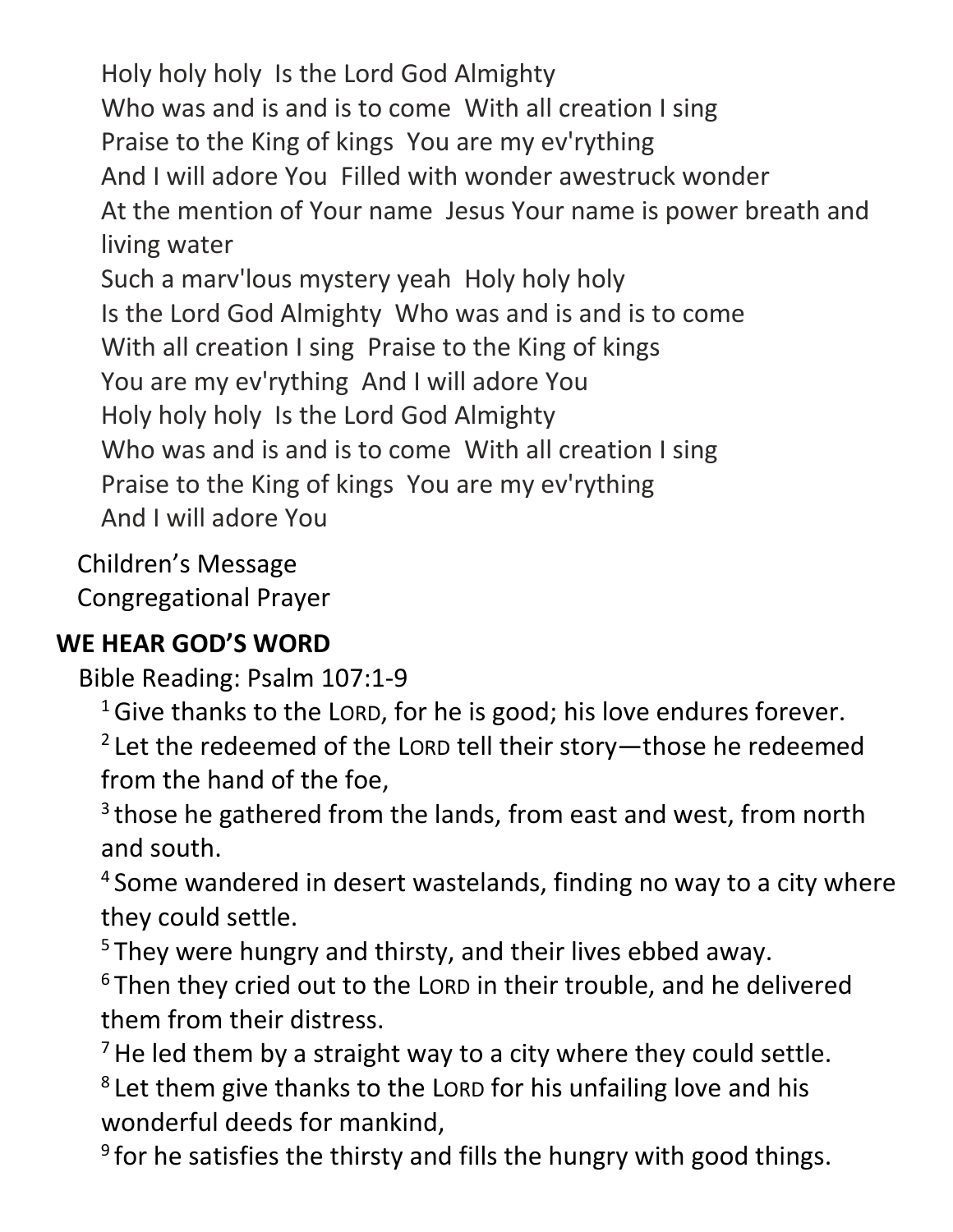Holy holy holy  Is the Lord God Almighty  
Who was and is and is to come  With all creation I sing  
Praise to the King of kings  You are my ev'rything  
And I will adore You  Filled with wonder awestruck wonder  
At the mention of Your name  Jesus Your name is power breath and living water  
Such a marv'lous mystery yeah  Holy holy holy  
Is the Lord God Almighty  Who was and is and is to come  
With all creation I sing  Praise to the King of kings  
You are my ev'rything  And I will adore You  
Holy holy holy  Is the Lord God Almighty  
Who was and is and is to come  With all creation I sing  
Praise to the King of kings  You are my ev'rything  
And I will adore You

Children's Message  
Congregational Prayer

**WE HEAR GOD'S WORD**

Bible Reading: Psalm 107:1-9

[1] Give thanks to the LORD, for he is good; his love endures forever.  
[2] Let the redeemed of the LORD tell their story—those he redeemed from the hand of the foe,  
[3] those he gathered from the lands, from east and west, from north and south.  
[4] Some wandered in desert wastelands, finding no way to a city where they could settle.  
[5] They were hungry and thirsty, and their lives ebbed away.  
[6] Then they cried out to the LORD in their trouble, and he delivered them from their distress.  
[7] He led them by a straight way to a city where they could settle.  
[8] Let them give thanks to the LORD for his unfailing love and his wonderful deeds for mankind,  
[9] for he satisfies the thirsty and fills the hungry with good things.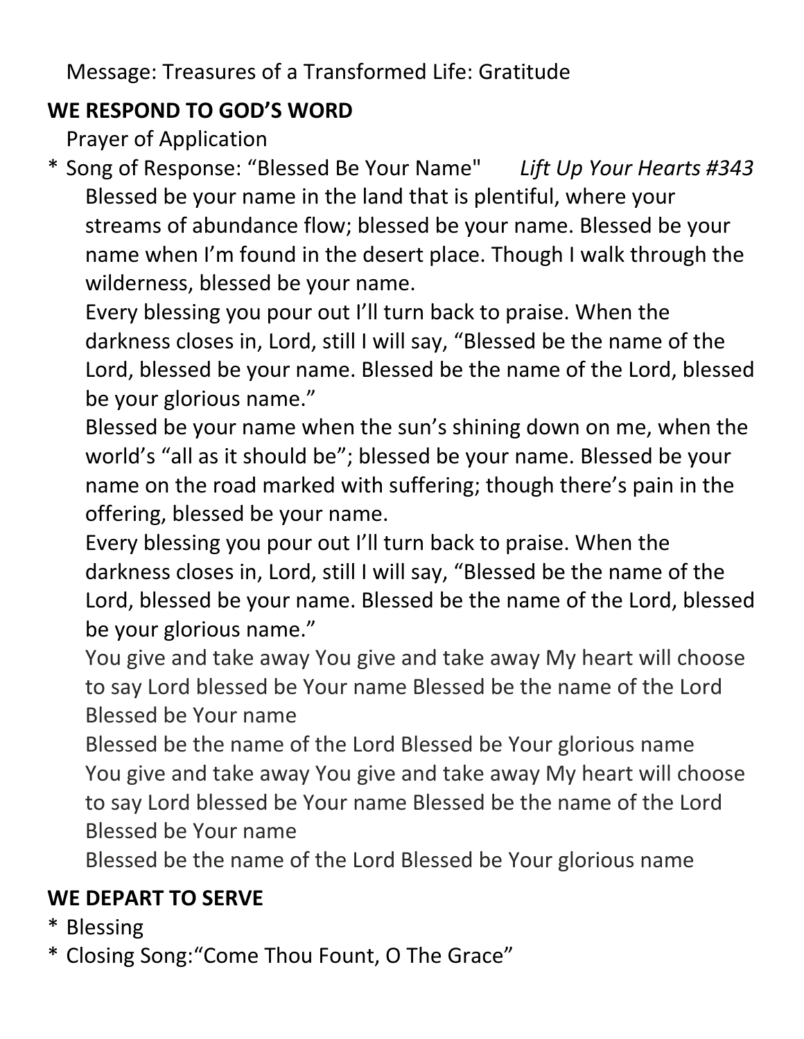Message: Treasures of a Transformed Life: Gratitude

## WE RESPOND TO GOD'S WORD

Prayer of Application

\* Song of Response: "Blessed Be Your Name" *Lift Up Your Hearts #343*

Blessed be your name in the land that is plentiful, where your streams of abundance flow; blessed be your name. Blessed be your name when I'm found in the desert place. Though I walk through the wilderness, blessed be your name.

Every blessing you pour out I'll turn back to praise. When the darkness closes in, Lord, still I will say, "Blessed be the name of the Lord, blessed be your name. Blessed be the name of the Lord, blessed be your glorious name."

Blessed be your name when the sun's shining down on me, when the world's "all as it should be"; blessed be your name. Blessed be your name on the road marked with suffering; though there's pain in the offering, blessed be your name.

Every blessing you pour out I'll turn back to praise. When the darkness closes in, Lord, still I will say, "Blessed be the name of the Lord, blessed be your name. Blessed be the name of the Lord, blessed be your glorious name."

You give and take away You give and take away My heart will choose to say Lord blessed be Your name Blessed be the name of the Lord Blessed be Your name

Blessed be the name of the Lord Blessed be Your glorious name

You give and take away You give and take away My heart will choose to say Lord blessed be Your name Blessed be the name of the Lord Blessed be Your name

Blessed be the name of the Lord Blessed be Your glorious name

## WE DEPART TO SERVE

\* Blessing

\* Closing Song:"Come Thou Fount, O The Grace"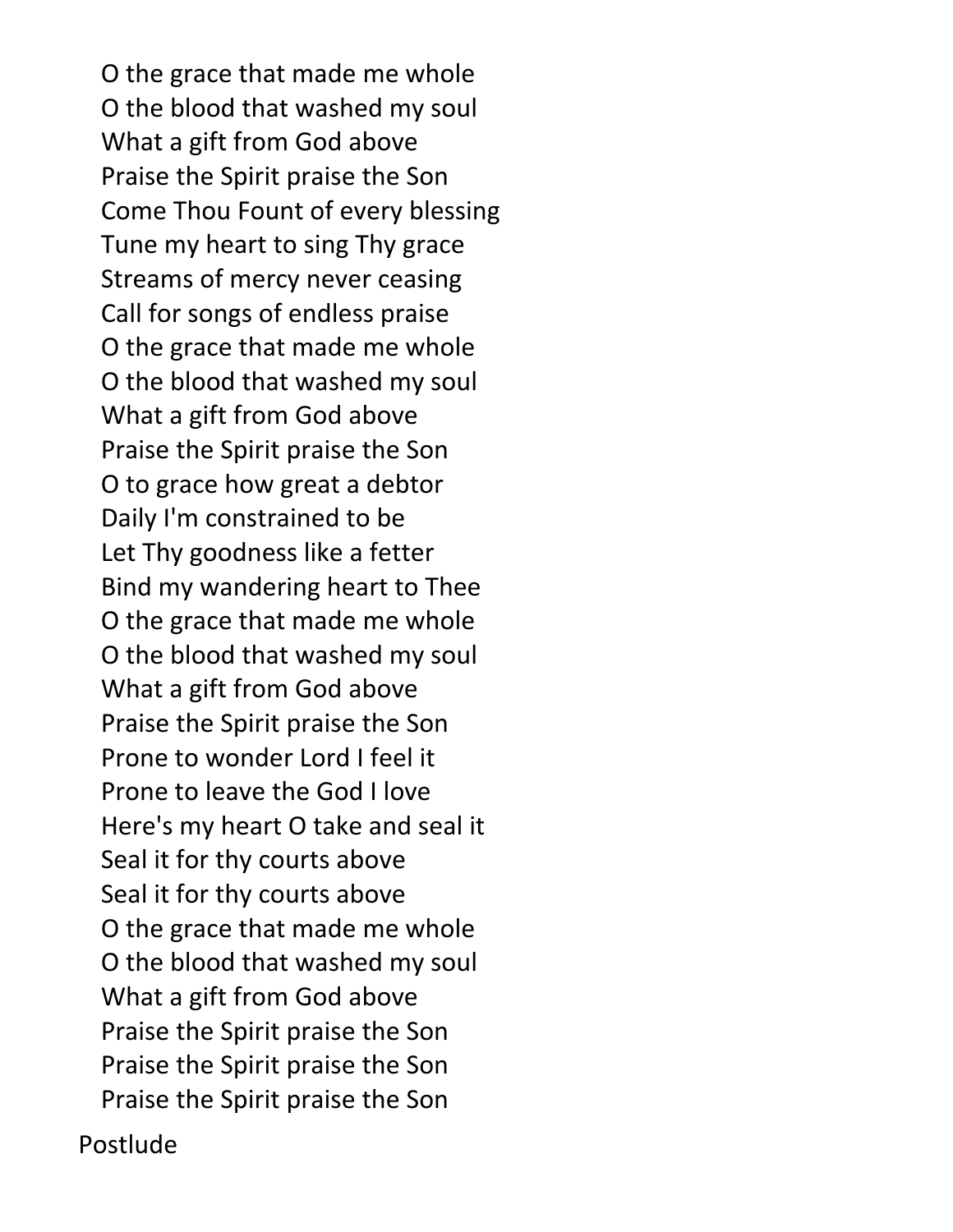O the grace that made me whole
O the blood that washed my soul
What a gift from God above
Praise the Spirit praise the Son
Come Thou Fount of every blessing
Tune my heart to sing Thy grace
Streams of mercy never ceasing
Call for songs of endless praise
O the grace that made me whole
O the blood that washed my soul
What a gift from God above
Praise the Spirit praise the Son
O to grace how great a debtor
Daily I'm constrained to be
Let Thy goodness like a fetter
Bind my wandering heart to Thee
O the grace that made me whole
O the blood that washed my soul
What a gift from God above
Praise the Spirit praise the Son
Prone to wonder Lord I feel it
Prone to leave the God I love
Here's my heart O take and seal it
Seal it for thy courts above
Seal it for thy courts above
O the grace that made me whole
O the blood that washed my soul
What a gift from God above
Praise the Spirit praise the Son
Praise the Spirit praise the Son
Praise the Spirit praise the Son

Postlude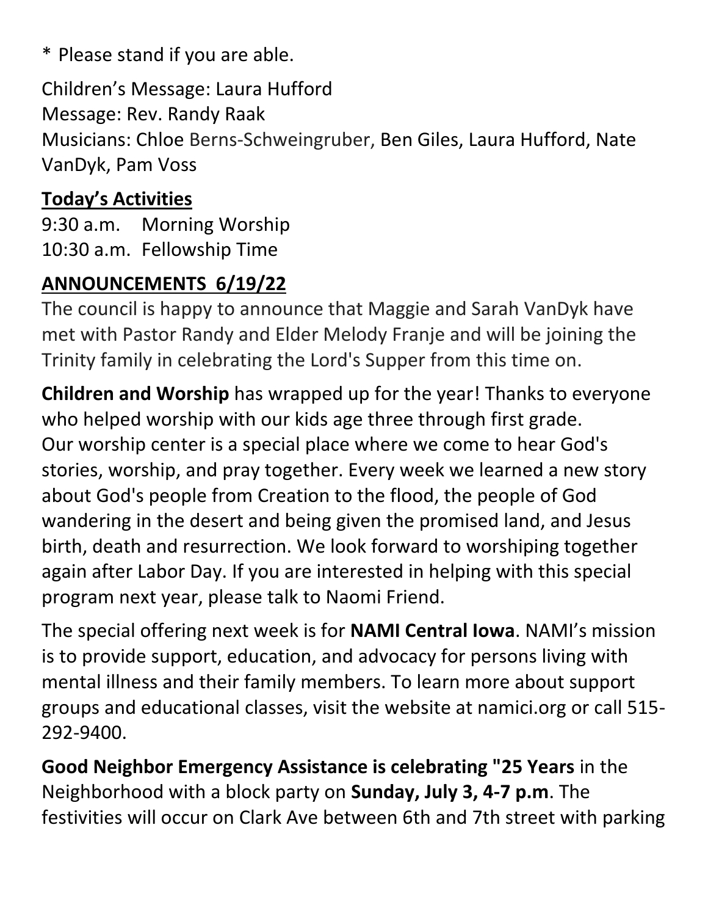* Please stand if you are able.

Children's Message: Laura Hufford
Message: Rev. Randy Raak
Musicians: Chloe Berns-Schweingruber, Ben Giles, Laura Hufford, Nate VanDyk, Pam Voss

## Today's Activities

9:30 a.m. Morning Worship
10:30 a.m. Fellowship Time

## ANNOUNCEMENTS 6/19/22

The council is happy to announce that Maggie and Sarah VanDyk have met with Pastor Randy and Elder Melody Franje and will be joining the Trinity family in celebrating the Lord's Supper from this time on.

**Children and Worship** has wrapped up for the year! Thanks to everyone who helped worship with our kids age three through first grade. Our worship center is a special place where we come to hear God's stories, worship, and pray together. Every week we learned a new story about God's people from Creation to the flood, the people of God wandering in the desert and being given the promised land, and Jesus birth, death and resurrection. We look forward to worshiping together again after Labor Day. If you are interested in helping with this special program next year, please talk to Naomi Friend.

The special offering next week is for **NAMI Central Iowa**. NAMI's mission is to provide support, education, and advocacy for persons living with mental illness and their family members. To learn more about support groups and educational classes, visit the website at namici.org or call 515-292-9400.

**Good Neighbor Emergency Assistance is celebrating "25 Years** in the Neighborhood with a block party on **Sunday, July 3, 4-7 p.m**. The festivities will occur on Clark Ave between 6th and 7th street with parking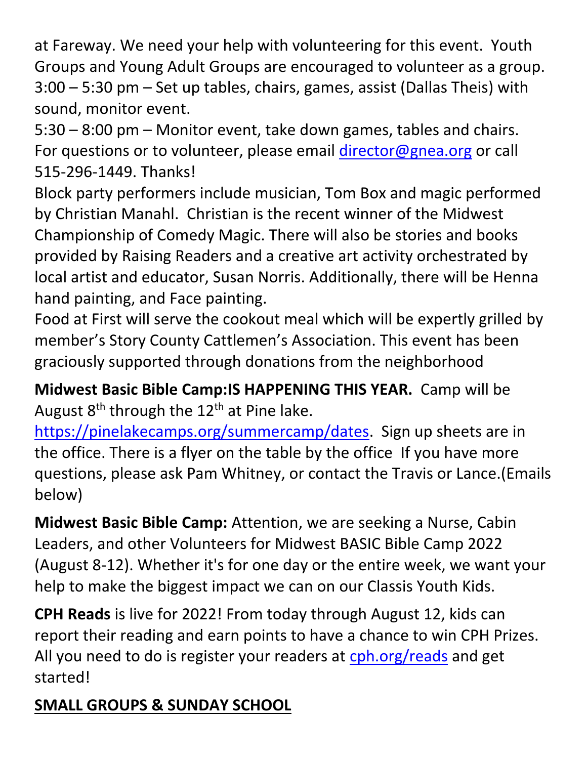at Fareway. We need your help with volunteering for this event. Youth Groups and Young Adult Groups are encouraged to volunteer as a group.
3:00 – 5:30 pm – Set up tables, chairs, games, assist (Dallas Theis) with sound, monitor event.
5:30 – 8:00 pm – Monitor event, take down games, tables and chairs.
For questions or to volunteer, please email [director@gnea.org](mailto:director@gnea.org) or call 515-296-1449. Thanks!
Block party performers include musician, Tom Box and magic performed by Christian Manahl. Christian is the recent winner of the Midwest Championship of Comedy Magic. There will also be stories and books provided by Raising Readers and a creative art activity orchestrated by local artist and educator, Susan Norris. Additionally, there will be Henna hand painting, and Face painting.
Food at First will serve the cookout meal which will be expertly grilled by member's Story County Cattlemen's Association. This event has been graciously supported through donations from the neighborhood

**Midwest Basic Bible Camp:IS HAPPENING THIS YEAR.** Camp will be August 8th through the 12th at Pine lake. [https://pinelakecamps.org/summercamp/dates](https://pinelakecamps.org/summercamp/dates). Sign up sheets are in the office. There is a flyer on the table by the office If you have more questions, please ask Pam Whitney, or contact the Travis or Lance.(Emails below)

**Midwest Basic Bible Camp:** Attention, we are seeking a Nurse, Cabin Leaders, and other Volunteers for Midwest BASIC Bible Camp 2022 (August 8-12). Whether it's for one day or the entire week, we want your help to make the biggest impact we can on our Classis Youth Kids.

**CPH Reads** is live for 2022! From today through August 12, kids can report their reading and earn points to have a chance to win CPH Prizes. All you need to do is register your readers at [cph.org/reads](https://cph.org/reads) and get started!

## SMALL GROUPS & SUNDAY SCHOOL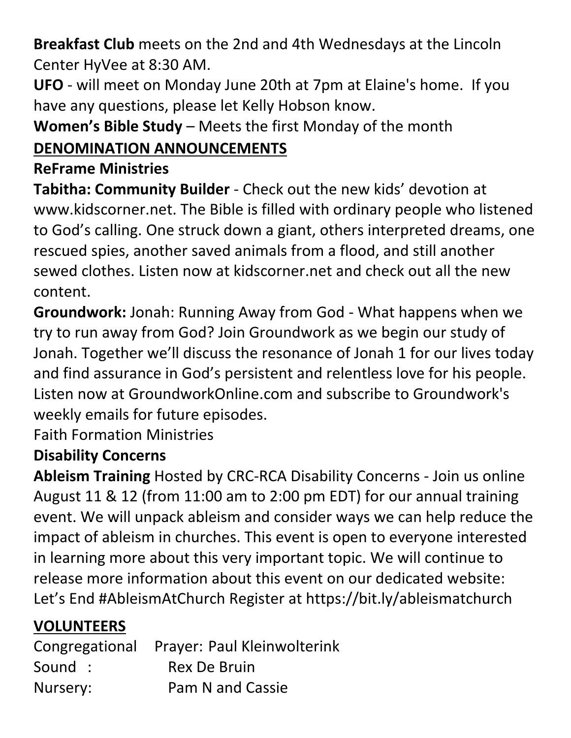**Breakfast Club** meets on the 2nd and 4th Wednesdays at the Lincoln Center HyVee at 8:30 AM.

**UFO** - will meet on Monday June 20th at 7pm at Elaine's home. If you have any questions, please let Kelly Hobson know.

**Women's Bible Study** – Meets the first Monday of the month

**DENOMINATION ANNOUNCEMENTS**

**ReFrame Ministries**

**Tabitha: Community Builder** - Check out the new kids' devotion at www.kidscorner.net. The Bible is filled with ordinary people who listened to God's calling. One struck down a giant, others interpreted dreams, one rescued spies, another saved animals from a flood, and still another sewed clothes. Listen now at kidscorner.net and check out all the new content.

**Groundwork:** Jonah: Running Away from God - What happens when we try to run away from God? Join Groundwork as we begin our study of Jonah. Together we'll discuss the resonance of Jonah 1 for our lives today and find assurance in God's persistent and relentless love for his people. Listen now at GroundworkOnline.com and subscribe to Groundwork's weekly emails for future episodes.

Faith Formation Ministries

**Disability Concerns**

**Ableism Training** Hosted by CRC-RCA Disability Concerns - Join us online August 11 & 12 (from 11:00 am to 2:00 pm EDT) for our annual training event. We will unpack ableism and consider ways we can help reduce the impact of ableism in churches. This event is open to everyone interested in learning more about this very important topic. We will continue to release more information about this event on our dedicated website: Let's End #AbleismAtChurch Register at https://bit.ly/ableismatchurch

**VOLUNTEERS**

Congregational Prayer: Paul Kleinwolterink
Sound : Rex De Bruin
Nursery: Pam N and Cassie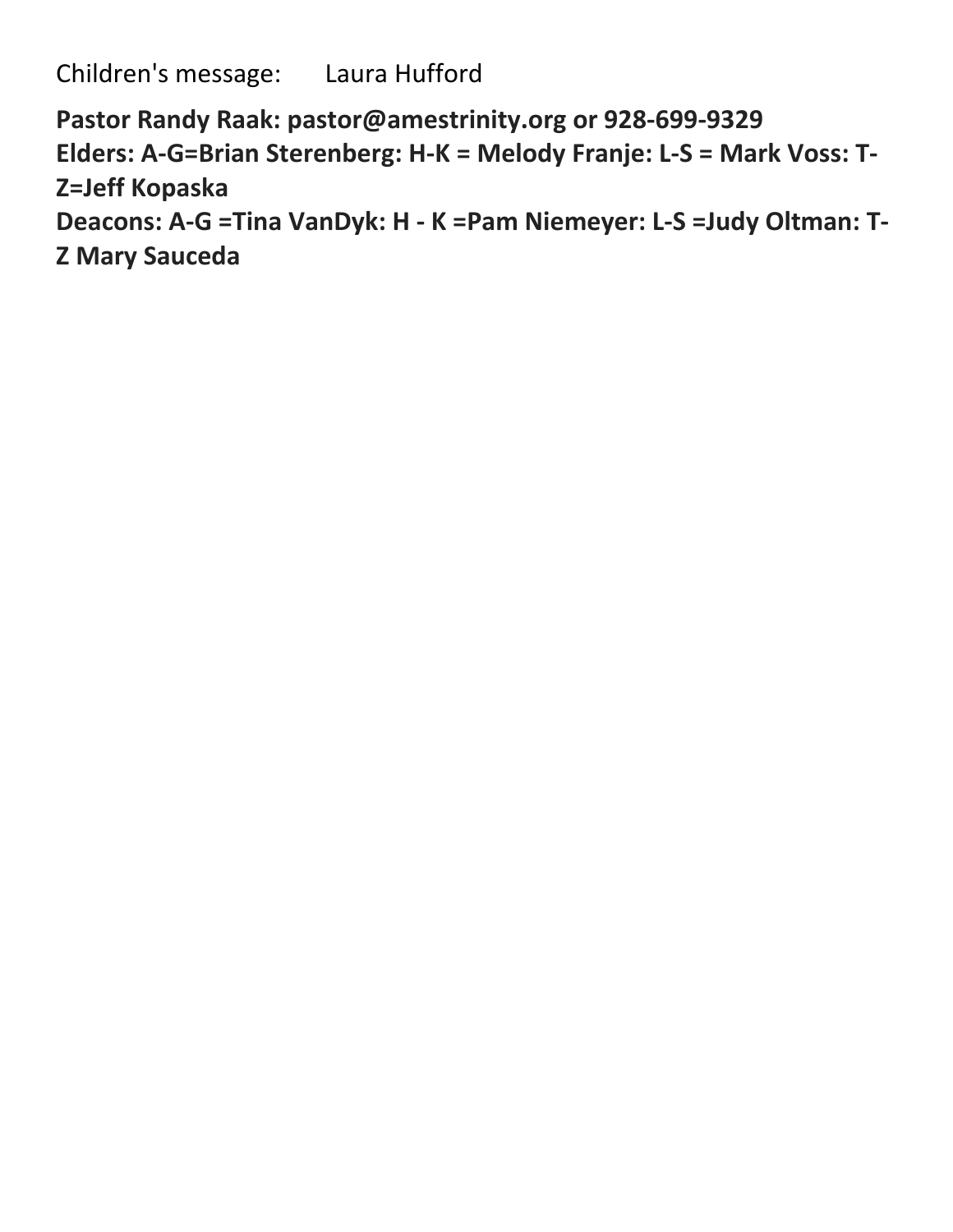Children's message: Laura Hufford

**Pastor Randy Raak: pastor@amestrinity.org or 928-699-9329**
**Elders: A-G=Brian Sterenberg: H-K = Melody Franje: L-S = Mark Voss: T-Z=Jeff Kopaska**
**Deacons: A-G =Tina VanDyk: H - K =Pam Niemeyer: L-S =Judy Oltman: T-Z Mary Sauceda**